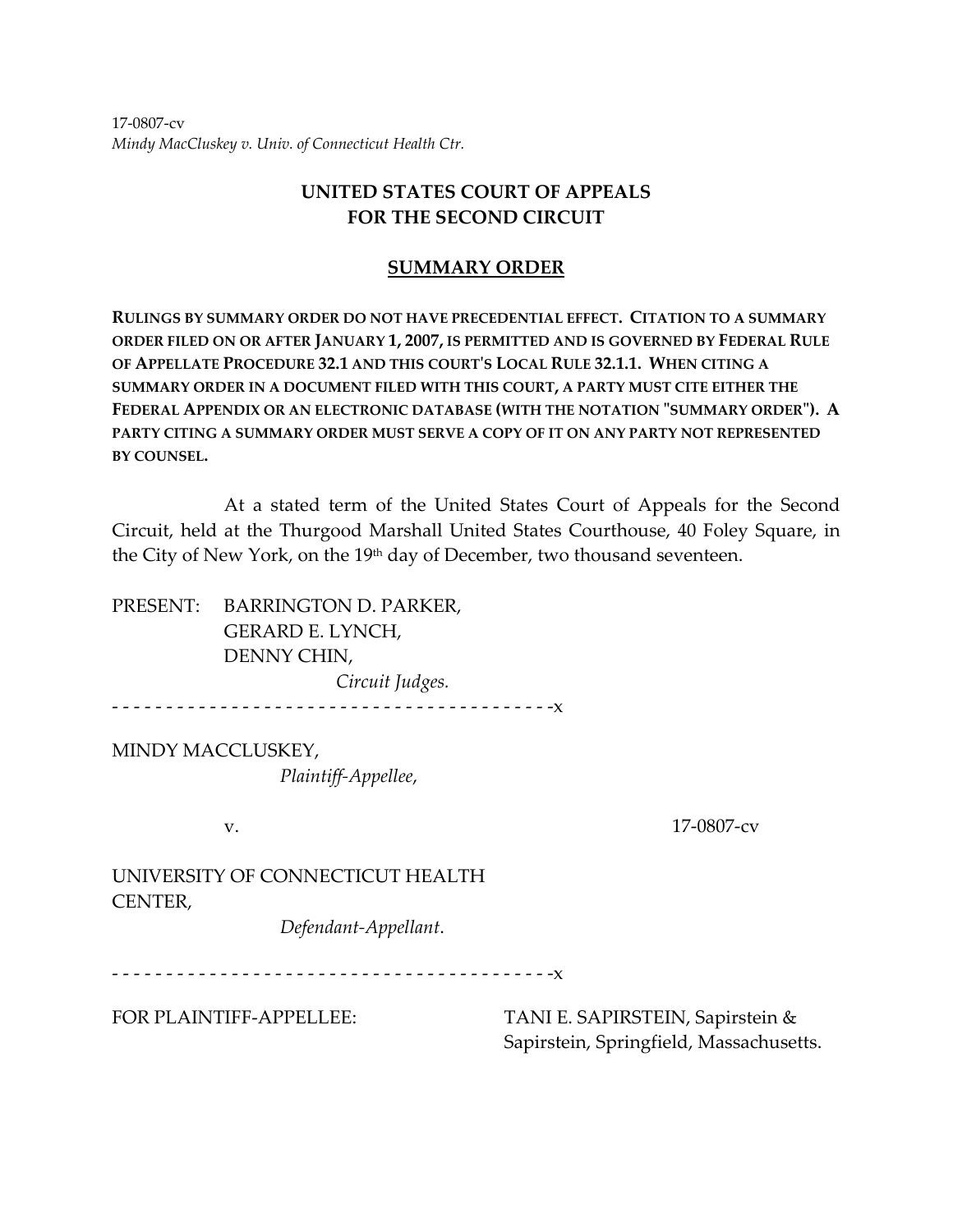17-0807-cv
*Mindy MacCluskey v. Univ. of Connecticut Health Ctr.*

# UNITED STATES COURT OF APPEALS FOR THE SECOND CIRCUIT

## SUMMARY ORDER

**RULINGS BY SUMMARY ORDER DO NOT HAVE PRECEDENTIAL EFFECT. CITATION TO A SUMMARY ORDER FILED ON OR AFTER JANUARY 1, 2007, IS PERMITTED AND IS GOVERNED BY FEDERAL RULE OF APPELLATE PROCEDURE 32.1 AND THIS COURT'S LOCAL RULE 32.1.1. WHEN CITING A SUMMARY ORDER IN A DOCUMENT FILED WITH THIS COURT, A PARTY MUST CITE EITHER THE FEDERAL APPENDIX OR AN ELECTRONIC DATABASE (WITH THE NOTATION "SUMMARY ORDER"). A PARTY CITING A SUMMARY ORDER MUST SERVE A COPY OF IT ON ANY PARTY NOT REPRESENTED BY COUNSEL.**

At a stated term of the United States Court of Appeals for the Second Circuit, held at the Thurgood Marshall United States Courthouse, 40 Foley Square, in the City of New York, on the 19th day of December, two thousand seventeen.

PRESENT: BARRINGTON D. PARKER,
GERARD E. LYNCH,
DENNY CHIN,
*Circuit Judges.*

- - - - - - - - - - - - - - - - - - - - - - - - - - - - - - - - - - - - - - - - -x

MINDY MACCLUSKEY,
*Plaintiff-Appellee*,

v. 17-0807-cv

UNIVERSITY OF CONNECTICUT HEALTH CENTER,
*Defendant-Appellant*.

- - - - - - - - - - - - - - - - - - - - - - - - - - - - - - - - - - - - - - - - -x

FOR PLAINTIFF-APPELLEE: TANI E. SAPIRSTEIN, Sapirstein & Sapirstein, Springfield, Massachusetts.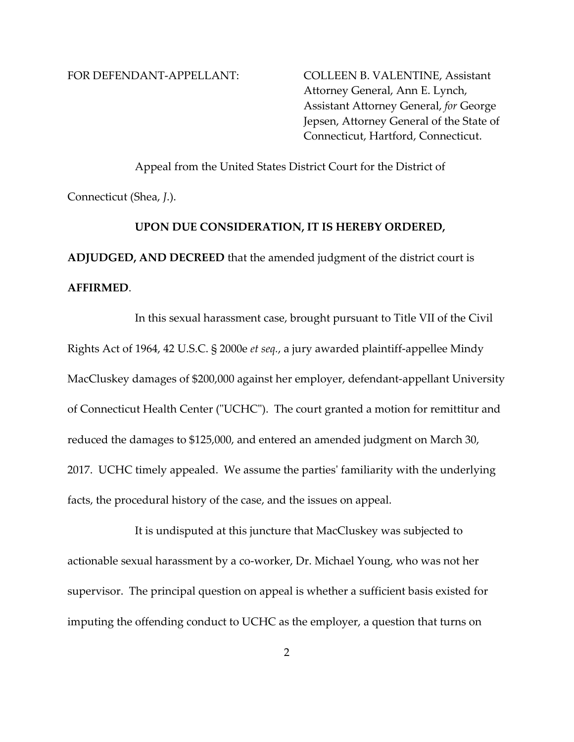FOR DEFENDANT-APPELLANT: COLLEEN B. VALENTINE, Assistant Attorney General, Ann E. Lynch, Assistant Attorney General, *for* George Jepsen, Attorney General of the State of Connecticut, Hartford, Connecticut.

Appeal from the United States District Court for the District of Connecticut (Shea, *J*.).

**UPON DUE CONSIDERATION, IT IS HEREBY ORDERED, ADJUDGED, AND DECREED** that the amended judgment of the district court is **AFFIRMED**.

In this sexual harassment case, brought pursuant to Title VII of the Civil Rights Act of 1964, 42 U.S.C. § 2000e *et seq.*, a jury awarded plaintiff-appellee Mindy MacCluskey damages of $200,000 against her employer, defendant-appellant University of Connecticut Health Center ("UCHC"). The court granted a motion for remittitur and reduced the damages to $125,000, and entered an amended judgment on March 30, 2017. UCHC timely appealed. We assume the parties' familiarity with the underlying facts, the procedural history of the case, and the issues on appeal.

It is undisputed at this juncture that MacCluskey was subjected to actionable sexual harassment by a co-worker, Dr. Michael Young, who was not her supervisor. The principal question on appeal is whether a sufficient basis existed for imputing the offending conduct to UCHC as the employer, a question that turns on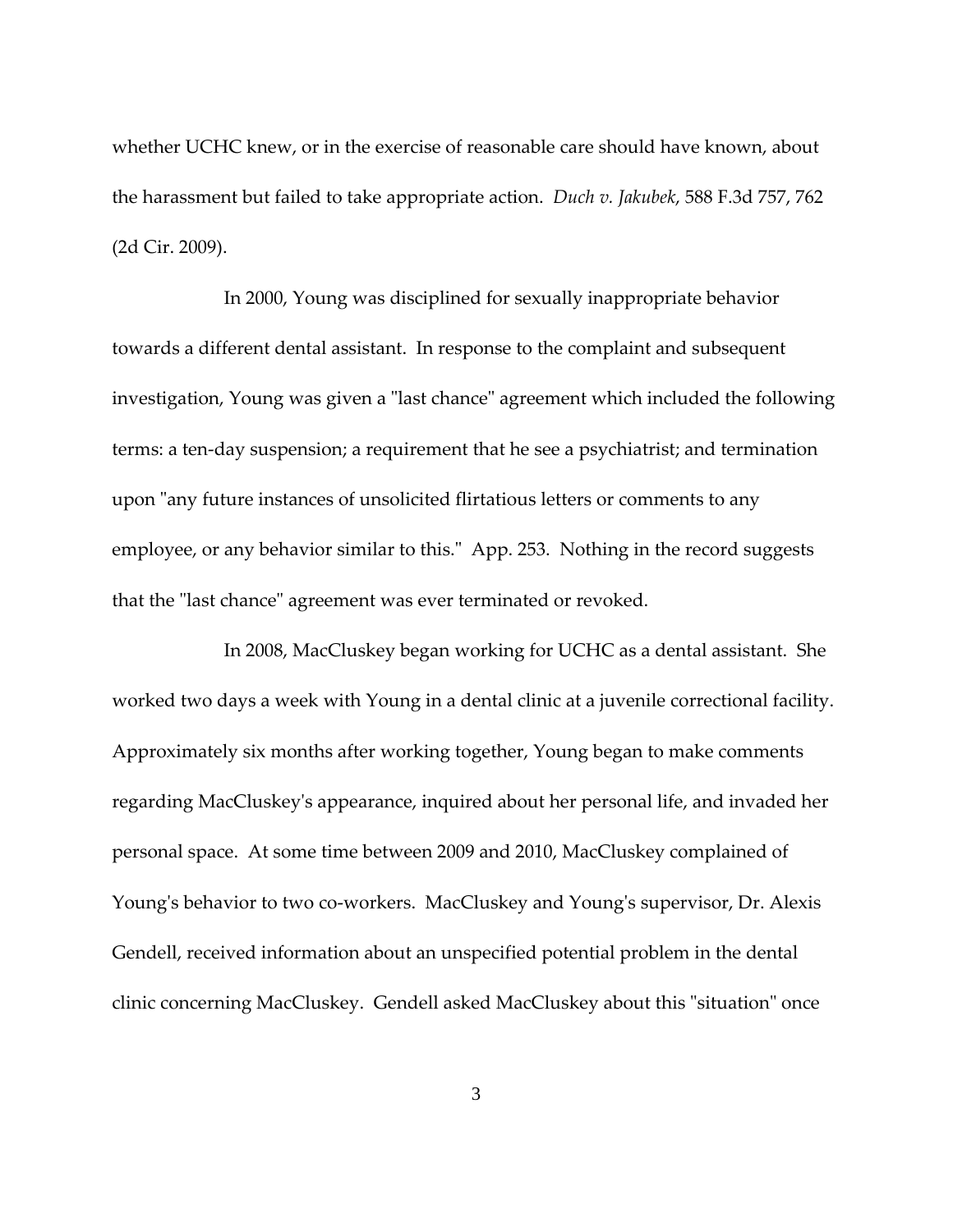whether UCHC knew, or in the exercise of reasonable care should have known, about the harassment but failed to take appropriate action. *Duch v. Jakubek*, 588 F.3d 757, 762 (2d Cir. 2009).

In 2000, Young was disciplined for sexually inappropriate behavior towards a different dental assistant. In response to the complaint and subsequent investigation, Young was given a "last chance" agreement which included the following terms: a ten-day suspension; a requirement that he see a psychiatrist; and termination upon "any future instances of unsolicited flirtatious letters or comments to any employee, or any behavior similar to this." App. 253. Nothing in the record suggests that the "last chance" agreement was ever terminated or revoked.

In 2008, MacCluskey began working for UCHC as a dental assistant. She worked two days a week with Young in a dental clinic at a juvenile correctional facility. Approximately six months after working together, Young began to make comments regarding MacCluskey's appearance, inquired about her personal life, and invaded her personal space. At some time between 2009 and 2010, MacCluskey complained of Young's behavior to two co-workers. MacCluskey and Young's supervisor, Dr. Alexis Gendell, received information about an unspecified potential problem in the dental clinic concerning MacCluskey. Gendell asked MacCluskey about this "situation" once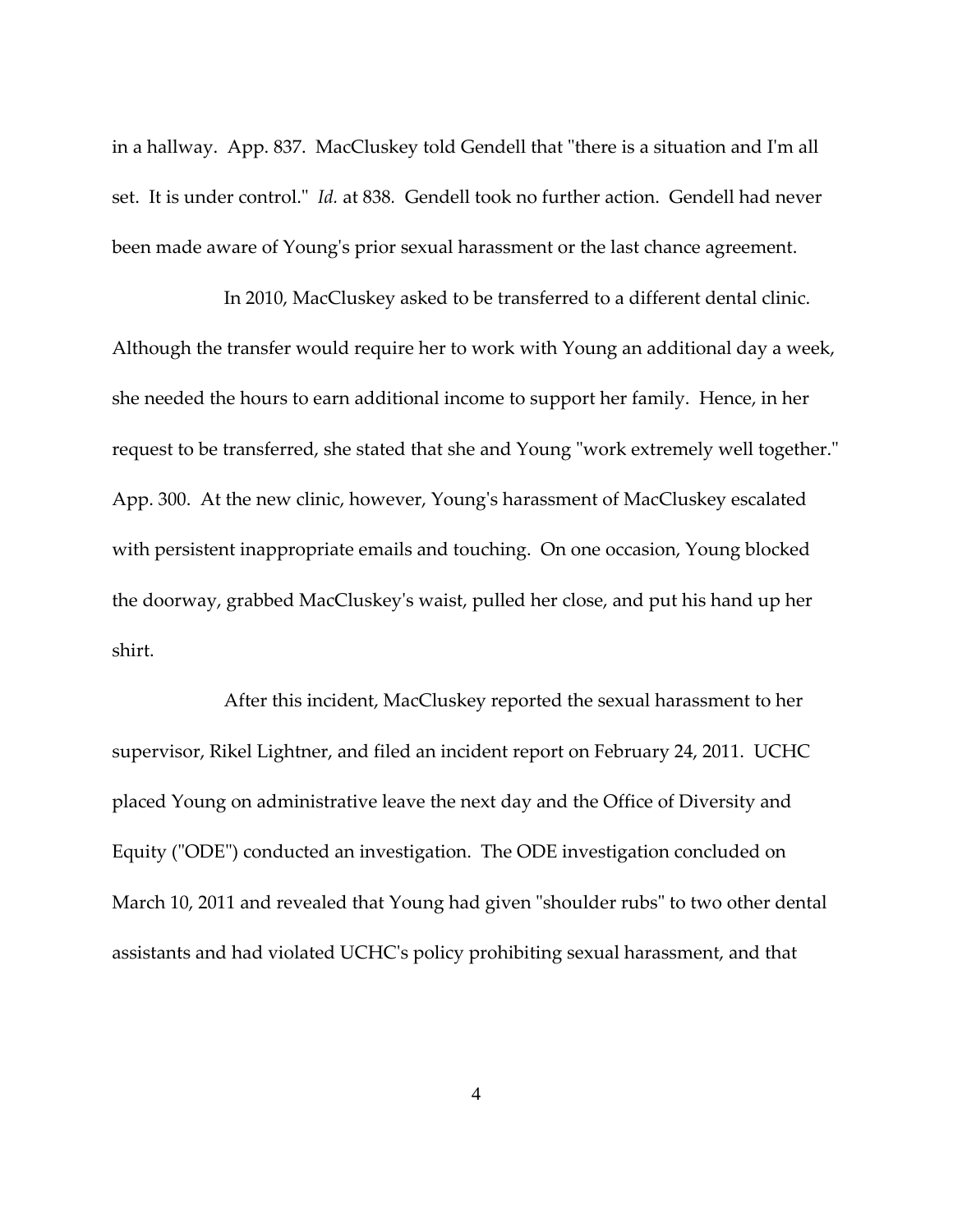in a hallway. App. 837. MacCluskey told Gendell that "there is a situation and I'm all set. It is under control." *Id.* at 838. Gendell took no further action. Gendell had never been made aware of Young's prior sexual harassment or the last chance agreement.

In 2010, MacCluskey asked to be transferred to a different dental clinic. Although the transfer would require her to work with Young an additional day a week, she needed the hours to earn additional income to support her family. Hence, in her request to be transferred, she stated that she and Young "work extremely well together." App. 300. At the new clinic, however, Young's harassment of MacCluskey escalated with persistent inappropriate emails and touching. On one occasion, Young blocked the doorway, grabbed MacCluskey's waist, pulled her close, and put his hand up her shirt.

After this incident, MacCluskey reported the sexual harassment to her supervisor, Rikel Lightner, and filed an incident report on February 24, 2011. UCHC placed Young on administrative leave the next day and the Office of Diversity and Equity ("ODE") conducted an investigation. The ODE investigation concluded on March 10, 2011 and revealed that Young had given "shoulder rubs" to two other dental assistants and had violated UCHC's policy prohibiting sexual harassment, and that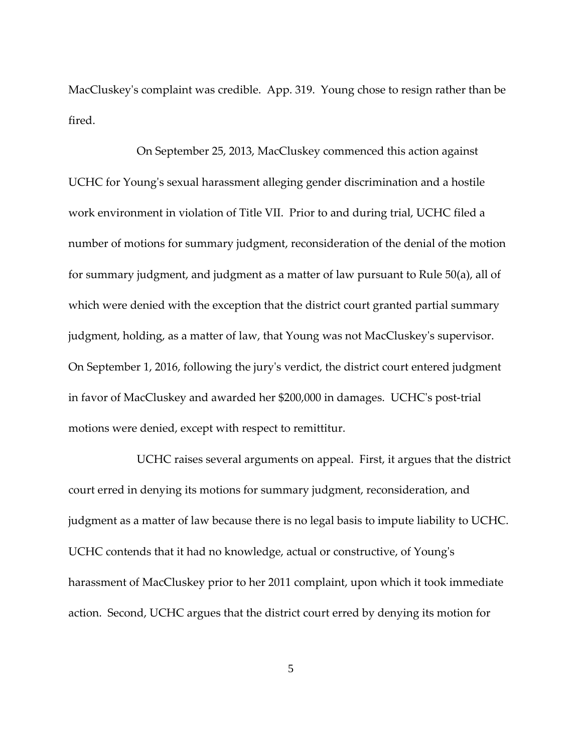MacCluskey's complaint was credible. App. 319. Young chose to resign rather than be fired.

On September 25, 2013, MacCluskey commenced this action against UCHC for Young's sexual harassment alleging gender discrimination and a hostile work environment in violation of Title VII. Prior to and during trial, UCHC filed a number of motions for summary judgment, reconsideration of the denial of the motion for summary judgment, and judgment as a matter of law pursuant to Rule 50(a), all of which were denied with the exception that the district court granted partial summary judgment, holding, as a matter of law, that Young was not MacCluskey's supervisor. On September 1, 2016, following the jury's verdict, the district court entered judgment in favor of MacCluskey and awarded her $200,000 in damages. UCHC's post-trial motions were denied, except with respect to remittitur.

UCHC raises several arguments on appeal. First, it argues that the district court erred in denying its motions for summary judgment, reconsideration, and judgment as a matter of law because there is no legal basis to impute liability to UCHC. UCHC contends that it had no knowledge, actual or constructive, of Young's harassment of MacCluskey prior to her 2011 complaint, upon which it took immediate action. Second, UCHC argues that the district court erred by denying its motion for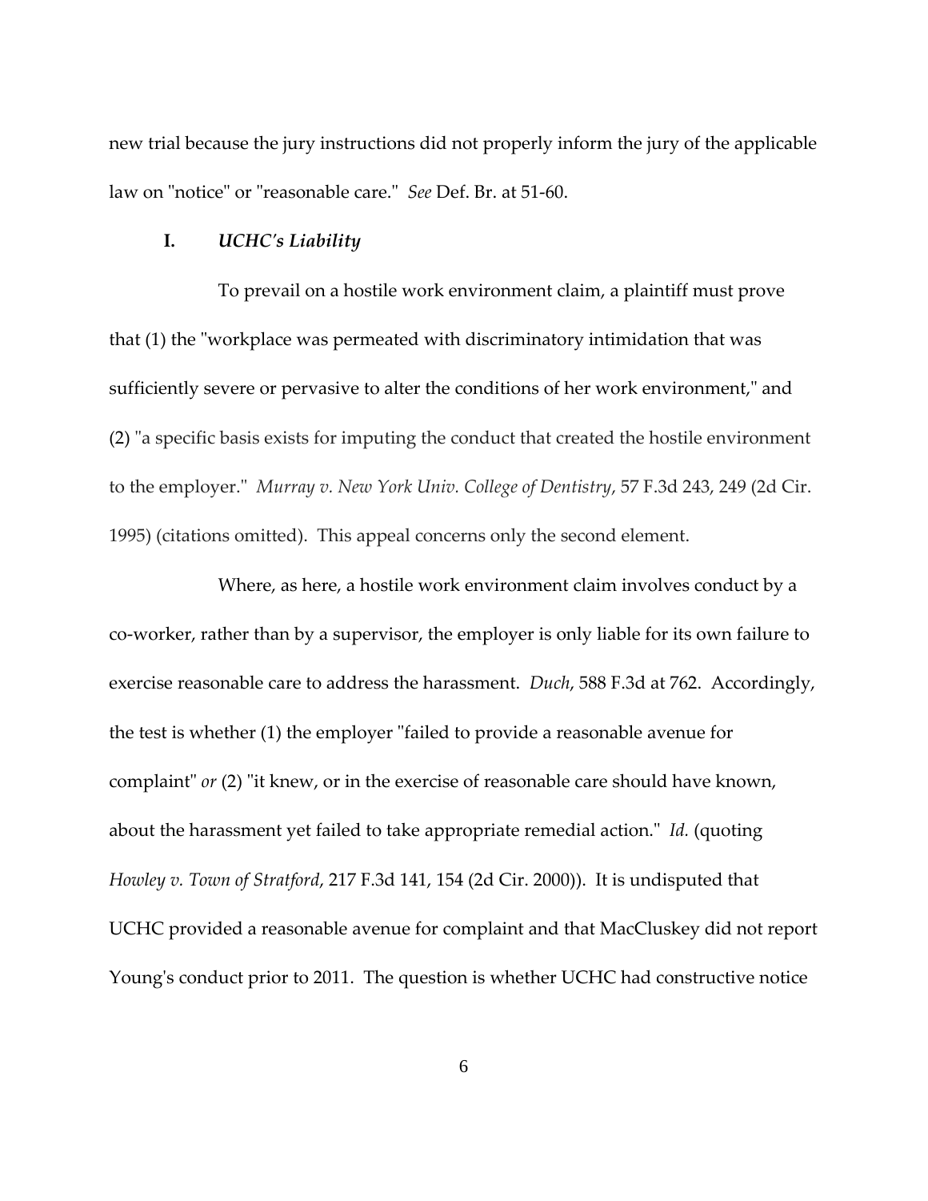new trial because the jury instructions did not properly inform the jury of the applicable law on "notice" or "reasonable care." *See* Def. Br. at 51-60.

## I. *UCHC's Liability*

To prevail on a hostile work environment claim, a plaintiff must prove that (1) the "workplace was permeated with discriminatory intimidation that was sufficiently severe or pervasive to alter the conditions of her work environment," and (2) "a specific basis exists for imputing the conduct that created the hostile environment to the employer." *Murray v. New York Univ. College of Dentistry*, 57 F.3d 243, 249 (2d Cir. 1995) (citations omitted). This appeal concerns only the second element.

Where, as here, a hostile work environment claim involves conduct by a co-worker, rather than by a supervisor, the employer is only liable for its own failure to exercise reasonable care to address the harassment. *Duch*, 588 F.3d at 762. Accordingly, the test is whether (1) the employer "failed to provide a reasonable avenue for complaint" *or* (2) "it knew, or in the exercise of reasonable care should have known, about the harassment yet failed to take appropriate remedial action." *Id.* (quoting *Howley v. Town of Stratford*, 217 F.3d 141, 154 (2d Cir. 2000)). It is undisputed that UCHC provided a reasonable avenue for complaint and that MacCluskey did not report Young's conduct prior to 2011. The question is whether UCHC had constructive notice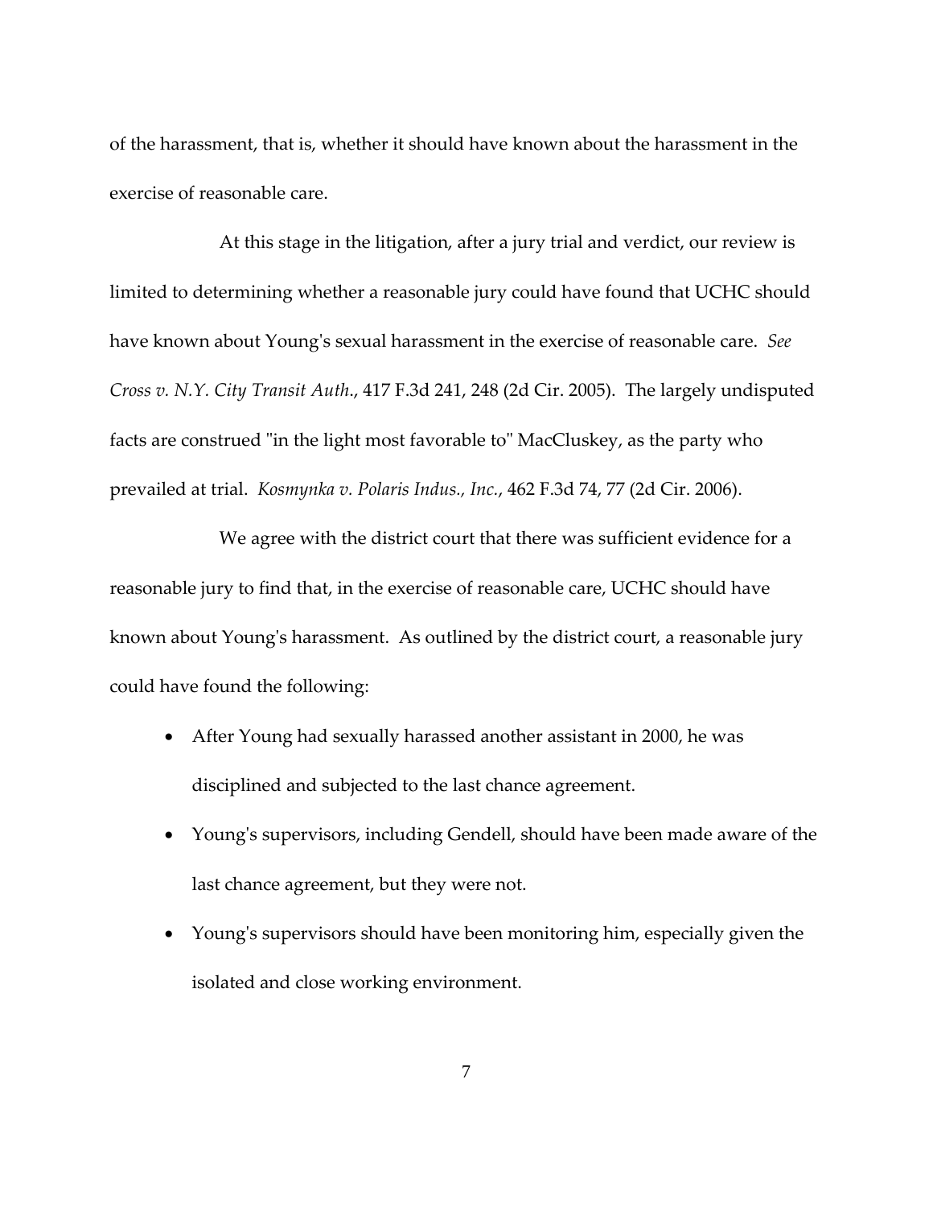of the harassment, that is, whether it should have known about the harassment in the exercise of reasonable care.

At this stage in the litigation, after a jury trial and verdict, our review is limited to determining whether a reasonable jury could have found that UCHC should have known about Young's sexual harassment in the exercise of reasonable care. *See Cross v. N.Y. City Transit Auth.*, 417 F.3d 241, 248 (2d Cir. 2005). The largely undisputed facts are construed "in the light most favorable to" MacCluskey, as the party who prevailed at trial. *Kosmynka v. Polaris Indus., Inc.*, 462 F.3d 74, 77 (2d Cir. 2006).

We agree with the district court that there was sufficient evidence for a reasonable jury to find that, in the exercise of reasonable care, UCHC should have known about Young's harassment. As outlined by the district court, a reasonable jury could have found the following:

- After Young had sexually harassed another assistant in 2000, he was disciplined and subjected to the last chance agreement.
- Young's supervisors, including Gendell, should have been made aware of the last chance agreement, but they were not.
- Young's supervisors should have been monitoring him, especially given the isolated and close working environment.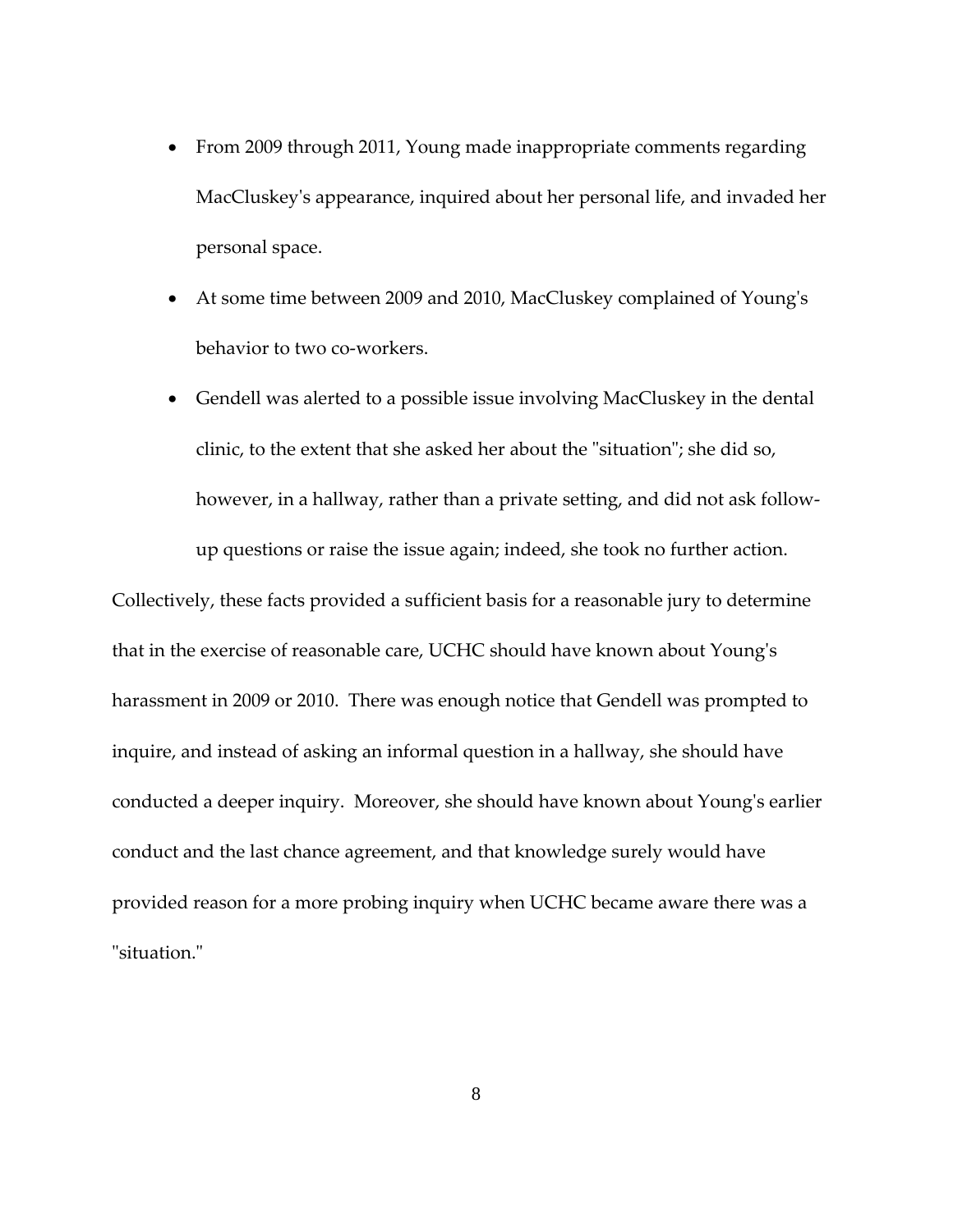- From 2009 through 2011, Young made inappropriate comments regarding MacCluskey's appearance, inquired about her personal life, and invaded her personal space.
- At some time between 2009 and 2010, MacCluskey complained of Young's behavior to two co-workers.
- Gendell was alerted to a possible issue involving MacCluskey in the dental clinic, to the extent that she asked her about the "situation"; she did so, however, in a hallway, rather than a private setting, and did not ask follow-up questions or raise the issue again; indeed, she took no further action.

Collectively, these facts provided a sufficient basis for a reasonable jury to determine that in the exercise of reasonable care, UCHC should have known about Young's harassment in 2009 or 2010. There was enough notice that Gendell was prompted to inquire, and instead of asking an informal question in a hallway, she should have conducted a deeper inquiry. Moreover, she should have known about Young's earlier conduct and the last chance agreement, and that knowledge surely would have provided reason for a more probing inquiry when UCHC became aware there was a "situation."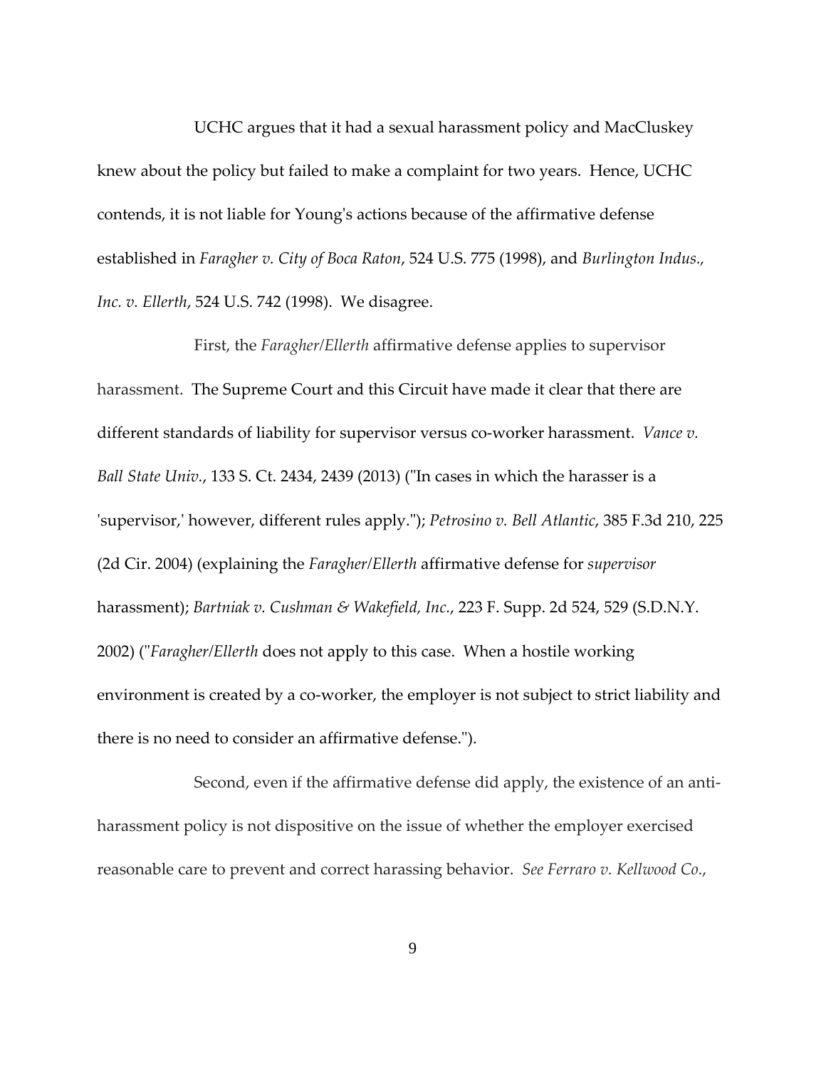UCHC argues that it had a sexual harassment policy and MacCluskey knew about the policy but failed to make a complaint for two years. Hence, UCHC contends, it is not liable for Young's actions because of the affirmative defense established in *Faragher v. City of Boca Raton*, 524 U.S. 775 (1998), and *Burlington Indus., Inc. v. Ellerth*, 524 U.S. 742 (1998). We disagree.

First, the *Faragher/Ellerth* affirmative defense applies to supervisor harassment. The Supreme Court and this Circuit have made it clear that there are different standards of liability for supervisor versus co-worker harassment. *Vance v. Ball State Univ.*, 133 S. Ct. 2434, 2439 (2013) ("In cases in which the harasser is a 'supervisor,' however, different rules apply."); *Petrosino v. Bell Atlantic*, 385 F.3d 210, 225 (2d Cir. 2004) (explaining the *Faragher/Ellerth* affirmative defense for *supervisor* harassment); *Bartniak v. Cushman & Wakefield, Inc.*, 223 F. Supp. 2d 524, 529 (S.D.N.Y. 2002) ("*Faragher/Ellerth* does not apply to this case. When a hostile working environment is created by a co-worker, the employer is not subject to strict liability and there is no need to consider an affirmative defense.").

Second, even if the affirmative defense did apply, the existence of an anti-harassment policy is not dispositive on the issue of whether the employer exercised reasonable care to prevent and correct harassing behavior. *See Ferraro v. Kellwood Co.*,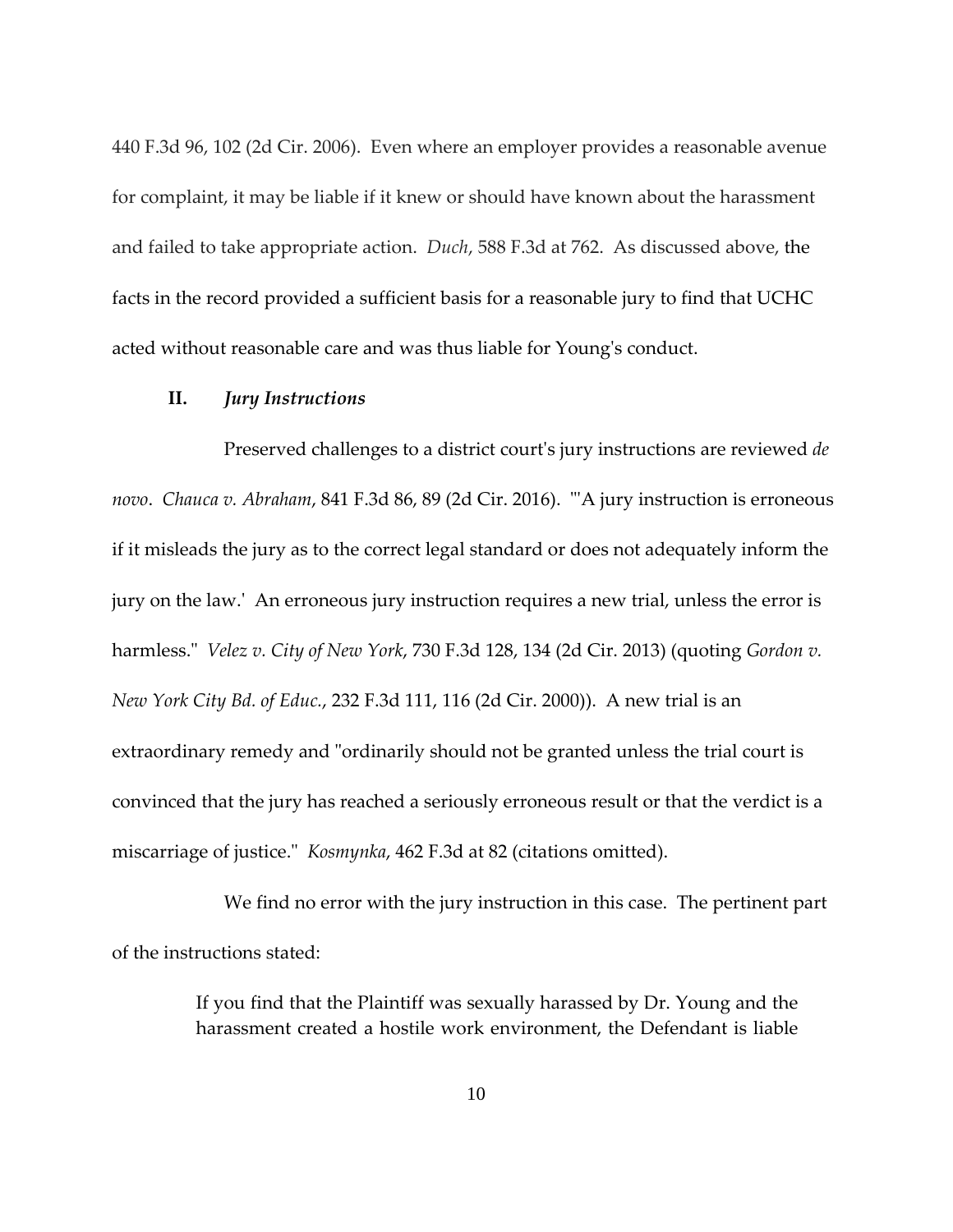440 F.3d 96, 102 (2d Cir. 2006). Even where an employer provides a reasonable avenue for complaint, it may be liable if it knew or should have known about the harassment and failed to take appropriate action. *Duch*, 588 F.3d at 762. As discussed above, the facts in the record provided a sufficient basis for a reasonable jury to find that UCHC acted without reasonable care and was thus liable for Young's conduct.

### II. *Jury Instructions*

Preserved challenges to a district court's jury instructions are reviewed *de novo*. *Chauca v. Abraham*, 841 F.3d 86, 89 (2d Cir. 2016). "'A jury instruction is erroneous if it misleads the jury as to the correct legal standard or does not adequately inform the jury on the law.' An erroneous jury instruction requires a new trial, unless the error is harmless." *Velez v. City of New York*, 730 F.3d 128, 134 (2d Cir. 2013) (quoting *Gordon v. New York City Bd. of Educ.*, 232 F.3d 111, 116 (2d Cir. 2000)). A new trial is an extraordinary remedy and "ordinarily should not be granted unless the trial court is convinced that the jury has reached a seriously erroneous result or that the verdict is a miscarriage of justice." *Kosmynka*, 462 F.3d at 82 (citations omitted).

We find no error with the jury instruction in this case. The pertinent part of the instructions stated:

> If you find that the Plaintiff was sexually harassed by Dr. Young and the harassment created a hostile work environment, the Defendant is liable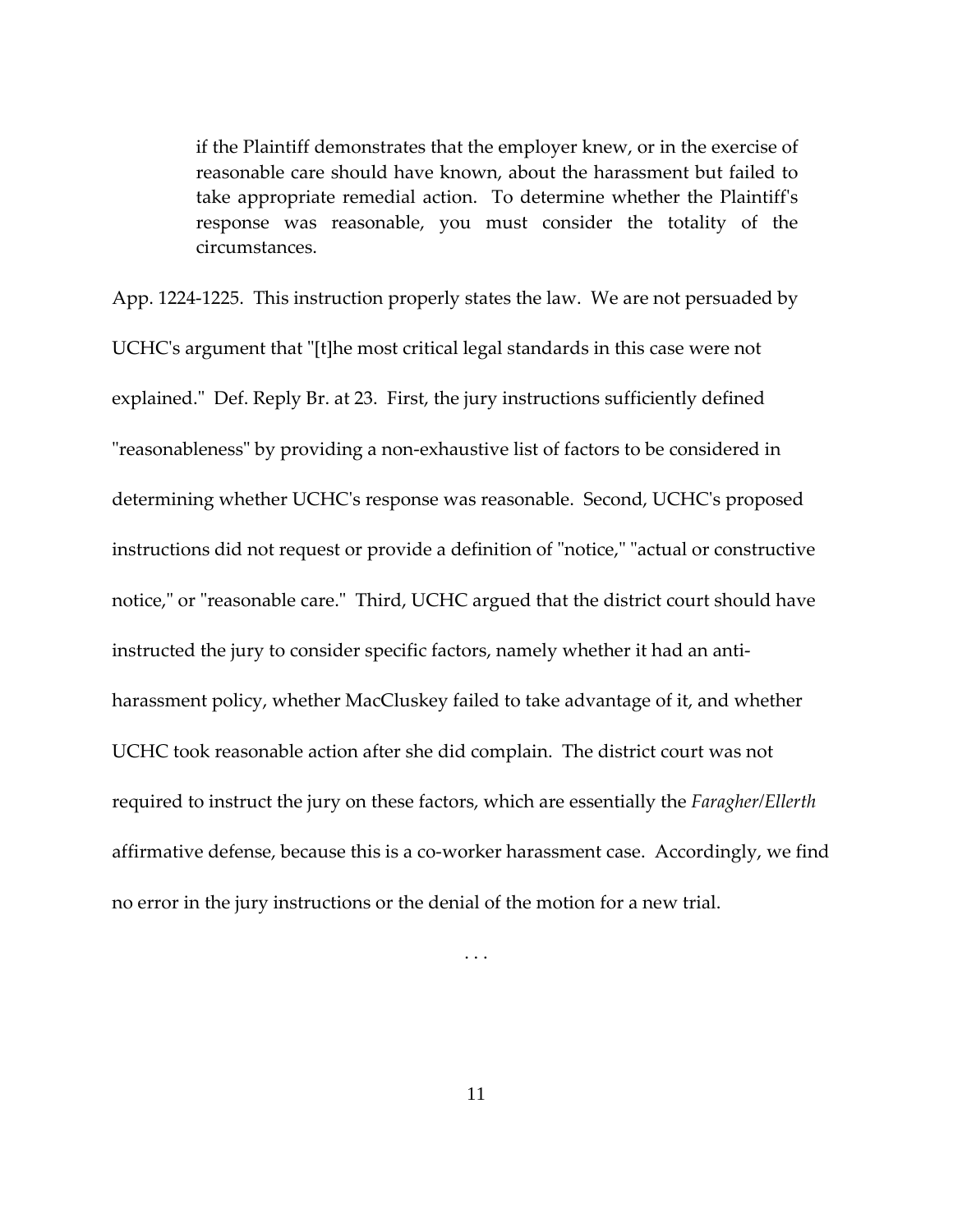> if the Plaintiff demonstrates that the employer knew, or in the exercise of reasonable care should have known, about the harassment but failed to take appropriate remedial action. To determine whether the Plaintiff's response was reasonable, you must consider the totality of the circumstances.

App. 1224-1225. This instruction properly states the law. We are not persuaded by UCHC's argument that "[t]he most critical legal standards in this case were not explained." Def. Reply Br. at 23. First, the jury instructions sufficiently defined "reasonableness" by providing a non-exhaustive list of factors to be considered in determining whether UCHC's response was reasonable. Second, UCHC's proposed instructions did not request or provide a definition of "notice," "actual or constructive notice," or "reasonable care." Third, UCHC argued that the district court should have instructed the jury to consider specific factors, namely whether it had an anti-harassment policy, whether MacCluskey failed to take advantage of it, and whether UCHC took reasonable action after she did complain. The district court was not required to instruct the jury on these factors, which are essentially the *Faragher/Ellerth* affirmative defense, because this is a co-worker harassment case. Accordingly, we find no error in the jury instructions or the denial of the motion for a new trial.

. . .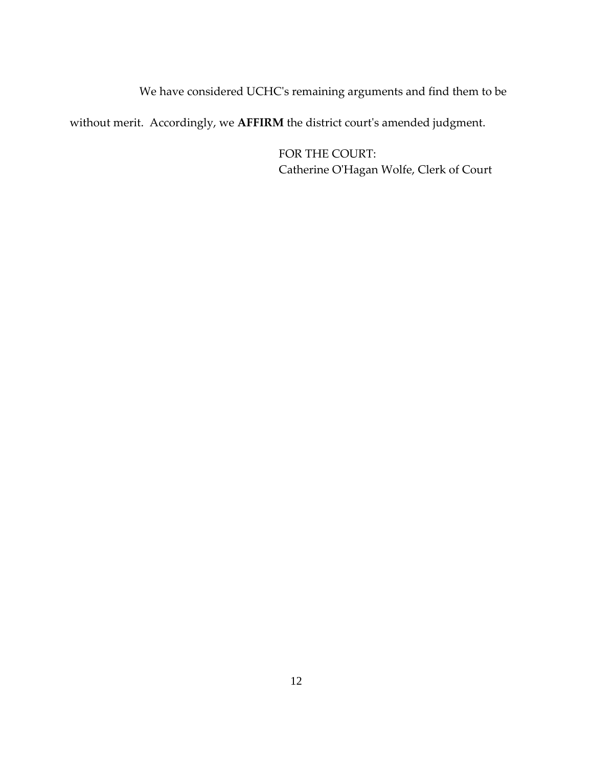We have considered UCHC's remaining arguments and find them to be without merit. Accordingly, we **AFFIRM** the district court's amended judgment.

FOR THE COURT:
Catherine O'Hagan Wolfe, Clerk of Court